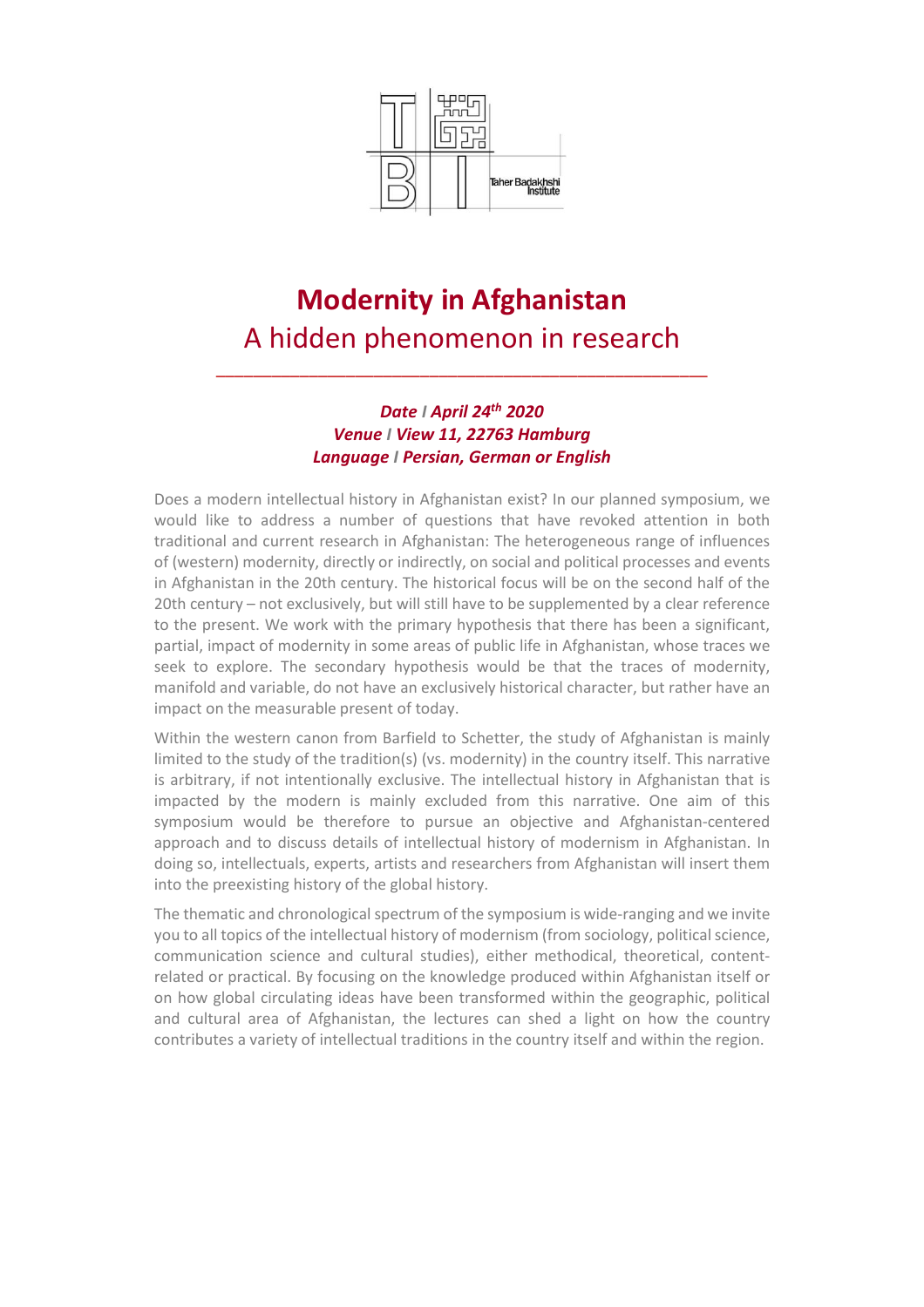Taher Badakhshi Institute

# Modernity in Afghanistan

## A hidden phenomenon in research

---

***Date I April 24th 2020***
***Venue I View 11, 22763 Hamburg***
***Language I Persian, German or English***

Does a modern intellectual history in Afghanistan exist? In our planned symposium, we would like to address a number of questions that have revoked attention in both traditional and current research in Afghanistan: The heterogeneous range of influences of (western) modernity, directly or indirectly, on social and political processes and events in Afghanistan in the 20th century. The historical focus will be on the second half of the 20th century – not exclusively, but will still have to be supplemented by a clear reference to the present. We work with the primary hypothesis that there has been a significant, partial, impact of modernity in some areas of public life in Afghanistan, whose traces we seek to explore. The secondary hypothesis would be that the traces of modernity, manifold and variable, do not have an exclusively historical character, but rather have an impact on the measurable present of today.

Within the western canon from Barfield to Schetter, the study of Afghanistan is mainly limited to the study of the tradition(s) (vs. modernity) in the country itself. This narrative is arbitrary, if not intentionally exclusive. The intellectual history in Afghanistan that is impacted by the modern is mainly excluded from this narrative. One aim of this symposium would be therefore to pursue an objective and Afghanistan-centered approach and to discuss details of intellectual history of modernism in Afghanistan. In doing so, intellectuals, experts, artists and researchers from Afghanistan will insert them into the preexisting history of the global history.

The thematic and chronological spectrum of the symposium is wide-ranging and we invite you to all topics of the intellectual history of modernism (from sociology, political science, communication science and cultural studies), either methodical, theoretical, content-related or practical. By focusing on the knowledge produced within Afghanistan itself or on how global circulating ideas have been transformed within the geographic, political and cultural area of Afghanistan, the lectures can shed a light on how the country contributes a variety of intellectual traditions in the country itself and within the region.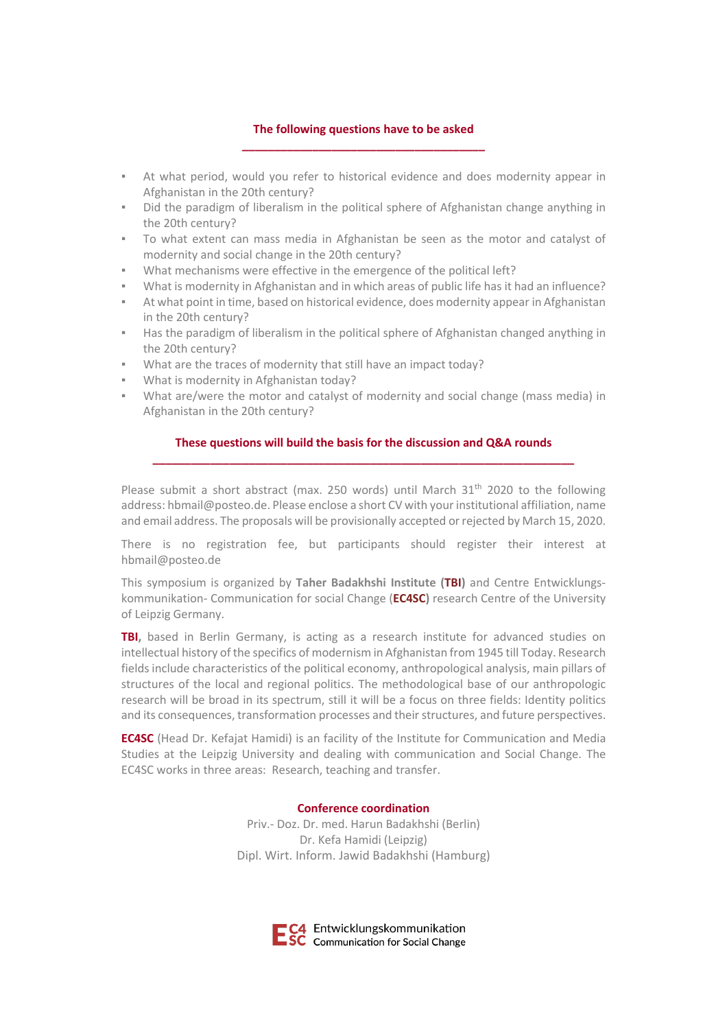## The following questions have to be asked

- At what period, would you refer to historical evidence and does modernity appear in Afghanistan in the 20th century?
- Did the paradigm of liberalism in the political sphere of Afghanistan change anything in the 20th century?
- To what extent can mass media in Afghanistan be seen as the motor and catalyst of modernity and social change in the 20th century?
- What mechanisms were effective in the emergence of the political left?
- What is modernity in Afghanistan and in which areas of public life has it had an influence?
- At what point in time, based on historical evidence, does modernity appear in Afghanistan in the 20th century?
- Has the paradigm of liberalism in the political sphere of Afghanistan changed anything in the 20th century?
- What are the traces of modernity that still have an impact today?
- What is modernity in Afghanistan today?
- What are/were the motor and catalyst of modernity and social change (mass media) in Afghanistan in the 20th century?

## These questions will build the basis for the discussion and Q&A rounds

Please submit a short abstract (max. 250 words) until March 31th 2020 to the following address: hbmail@posteo.de. Please enclose a short CV with your institutional affiliation, name and email address. The proposals will be provisionally accepted or rejected by March 15, 2020.

There is no registration fee, but participants should register their interest at hbmail@posteo.de

This symposium is organized by **Taher Badakhshi Institute** (**TBI**) and Centre Entwicklungs-kommunikation- Communication for social Change (**EC4SC**) research Centre of the University of Leipzig Germany.

**TBI**, based in Berlin Germany, is acting as a research institute for advanced studies on intellectual history of the specifics of modernism in Afghanistan from 1945 till Today. Research fields include characteristics of the political economy, anthropological analysis, main pillars of structures of the local and regional politics. The methodological base of our anthropologic research will be broad in its spectrum, still it will be a focus on three fields: Identity politics and its consequences, transformation processes and their structures, and future perspectives.

**EC4SC** (Head Dr. Kefajat Hamidi) is an facility of the Institute for Communication and Media Studies at the Leipzig University and dealing with communication and Social Change. The EC4SC works in three areas: Research, teaching and transfer.

### Conference coordination

Priv.- Doz. Dr. med. Harun Badakhshi (Berlin)
Dr. Kefa Hamidi (Leipzig)
Dipl. Wirt. Inform. Jawid Badakhshi (Hamburg)

EC4SC Entwicklungskommunikation
Communication for Social Change